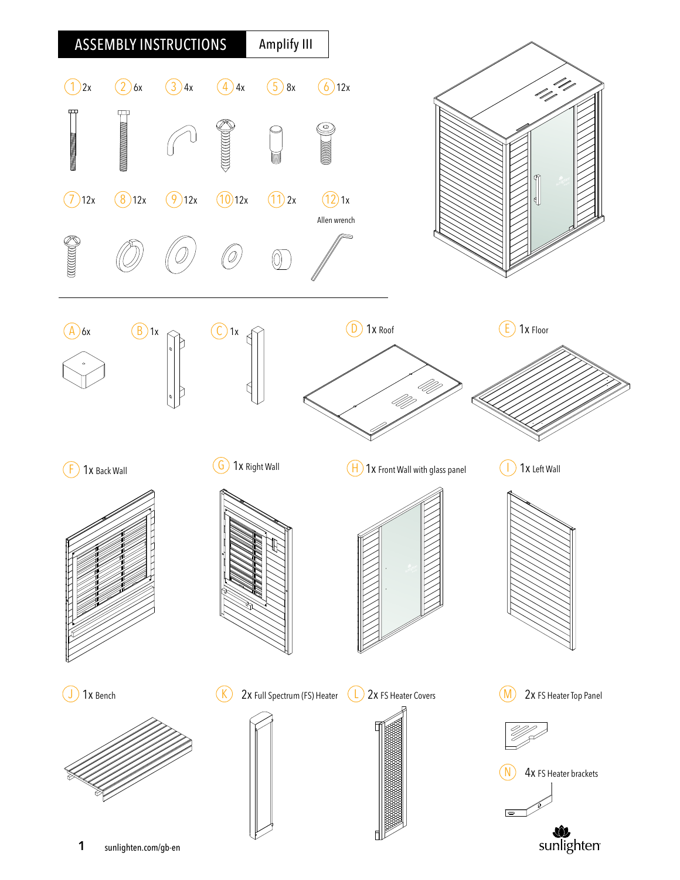# ASSEMBLY INSTRUCTIONS

## Amplify III

1 2x

2 6x

3 4x

4 4x

5 8x

6 12x

7 12x

8 12x

9 12x

10 12x

11 2x

12 1x Allen wrench

A 6x

B 1x

C 1x

D 1x Roof

E 1x Floor

F 1x Back Wall

G 1x Right Wall

H 1x Front Wall with glass panel

I 1x Left Wall

J 1x Bench

K 2x Full Spectrum (FS) Heater

L 2x FS Heater Covers

M 2x FS Heater Top Panel

N 4x FS Heater brackets

sunlighten.com/gb-en

sunlighten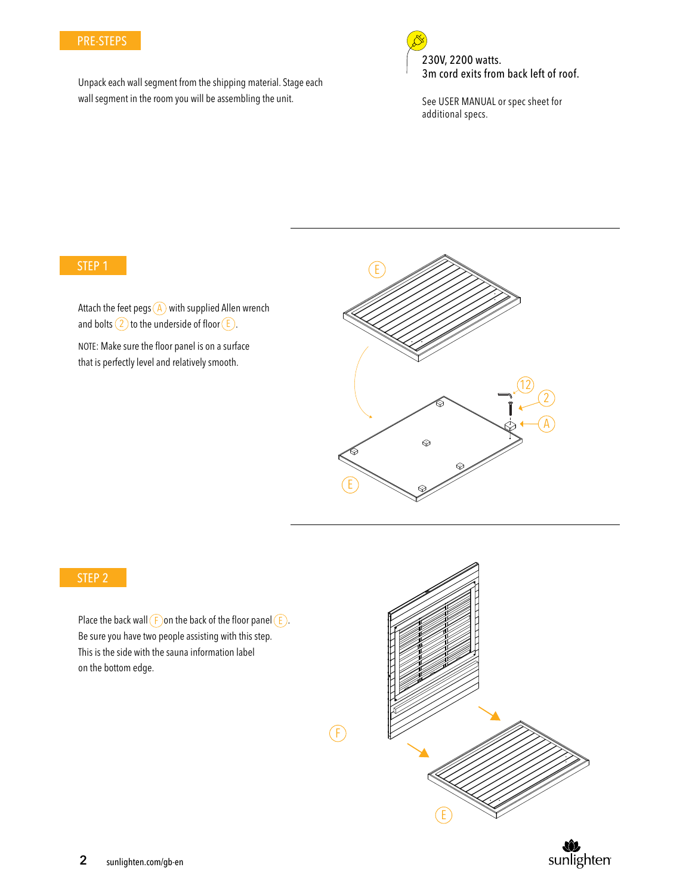## PRE-STEPS

Unpack each wall segment from the shipping material. Stage each wall segment in the room you will be assembling the unit.

230V, 2200 watts.
3m cord exits from back left of roof.

See USER MANUAL or spec sheet for additional specs.

## STEP 1

Attach the feet pegs (A) with supplied Allen wrench and bolts (2) to the underside of floor (E).

NOTE: Make sure the floor panel is on a surface that is perfectly level and relatively smooth.

## STEP 2

Place the back wall (F) on the back of the floor panel (E). Be sure you have two people assisting with this step. This is the side with the sauna information label on the bottom edge.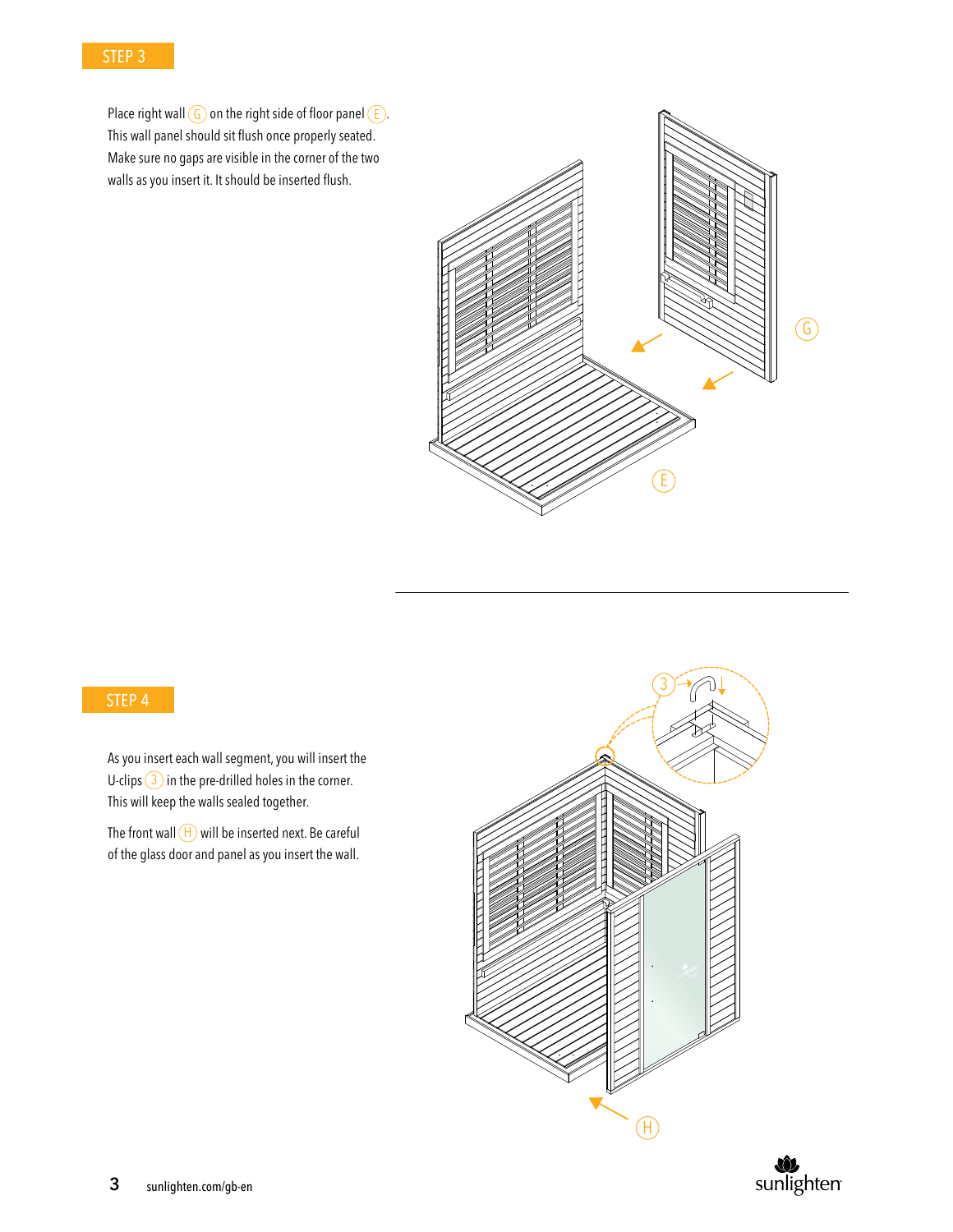## STEP 3

Place right wall (G) on the right side of floor panel (E). This wall panel should sit flush once properly seated. Make sure no gaps are visible in the corner of the two walls as you insert it. It should be inserted flush.

## STEP 4

As you insert each wall segment, you will insert the U-clips (3) in the pre-drilled holes in the corner. This will keep the walls sealed together.

The front wall (H) will be inserted next. Be careful of the glass door and panel as you insert the wall.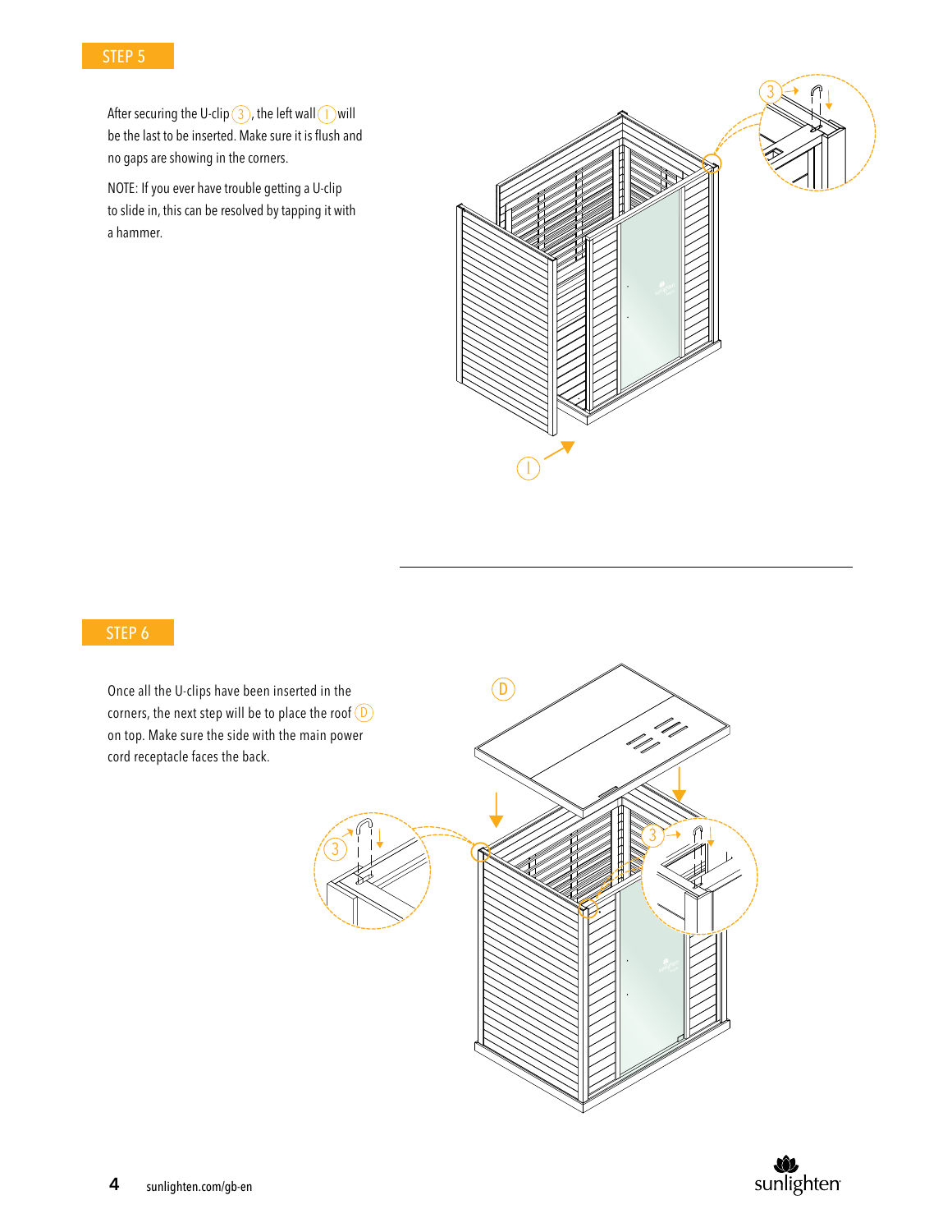## STEP 5

After securing the U-clip (3), the left wall (I) will be the last to be inserted. Make sure it is flush and no gaps are showing in the corners.

NOTE: If you ever have trouble getting a U-clip to slide in, this can be resolved by tapping it with a hammer.

## STEP 6

Once all the U-clips have been inserted in the corners, the next step will be to place the roof (D) on top. Make sure the side with the main power cord receptacle faces the back.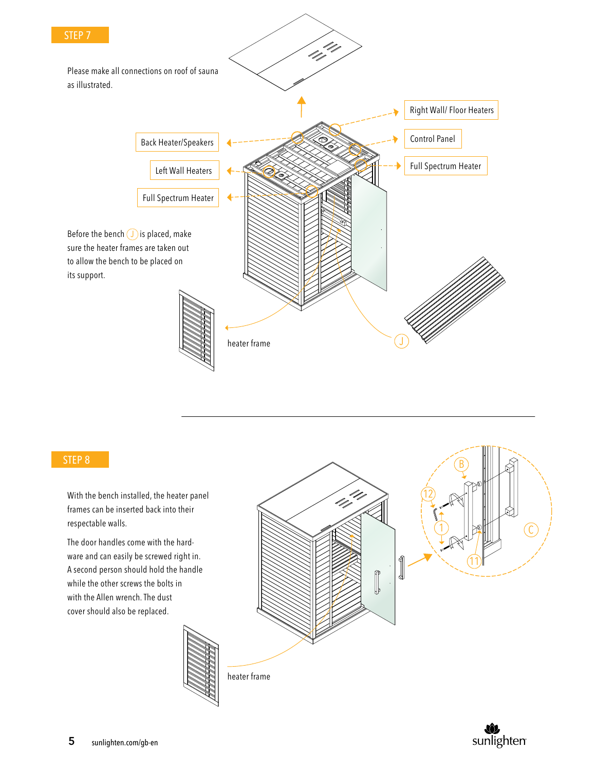## STEP 7

Please make all connections on roof of sauna as illustrated.

Back Heater/Speakers

Left Wall Heaters

Full Spectrum Heater

Right Wall/ Floor Heaters

Control Panel

Full Spectrum Heater

Before the bench (J) is placed, make sure the heater frames are taken out to allow the bench to be placed on its support.

heater frame

J

---

## STEP 8

With the bench installed, the heater panel frames can be inserted back into their respectable walls.

The door handles come with the hardware and can easily be screwed right in. A second person should hold the handle while the other screws the bolts in with the Allen wrench. The dust cover should also be replaced.

heater frame

B

12

1

11

C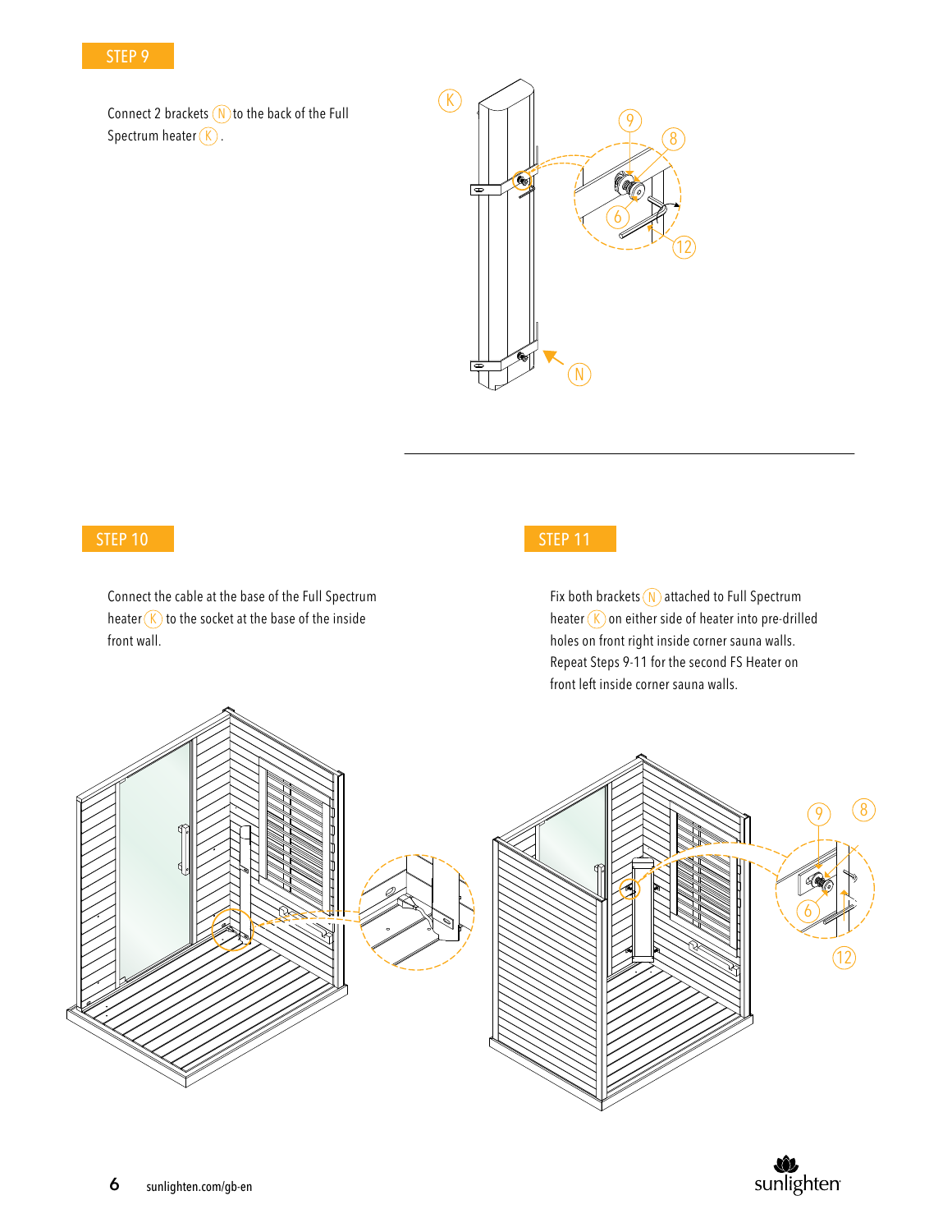## STEP 9

Connect 2 brackets (N) to the back of the Full Spectrum heater (K) .

## STEP 10

Connect the cable at the base of the Full Spectrum heater (K) to the socket at the base of the inside front wall.

## STEP 11

Fix both brackets (N) attached to Full Spectrum heater (K) on either side of heater into pre-drilled holes on front right inside corner sauna walls. Repeat Steps 9-11 for the second FS Heater on front left inside corner sauna walls.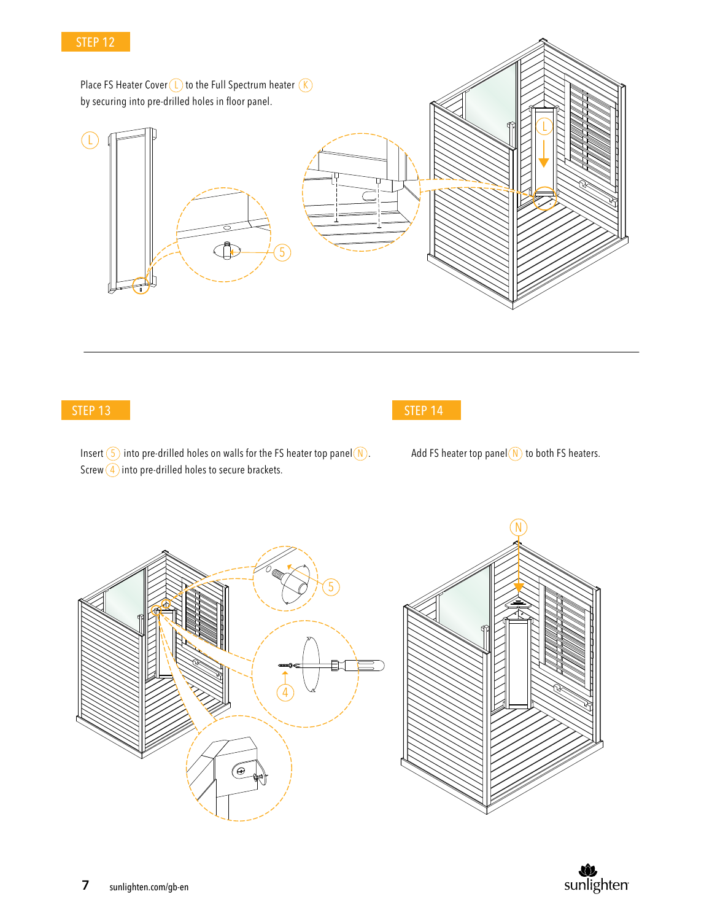## STEP 12

Place FS Heater Cover (L) to the Full Spectrum heater (K) by securing into pre-drilled holes in floor panel.

## STEP 13

Insert (5) into pre-drilled holes on walls for the FS heater top panel (N). Screw (4) into pre-drilled holes to secure brackets.

## STEP 14

Add FS heater top panel (N) to both FS heaters.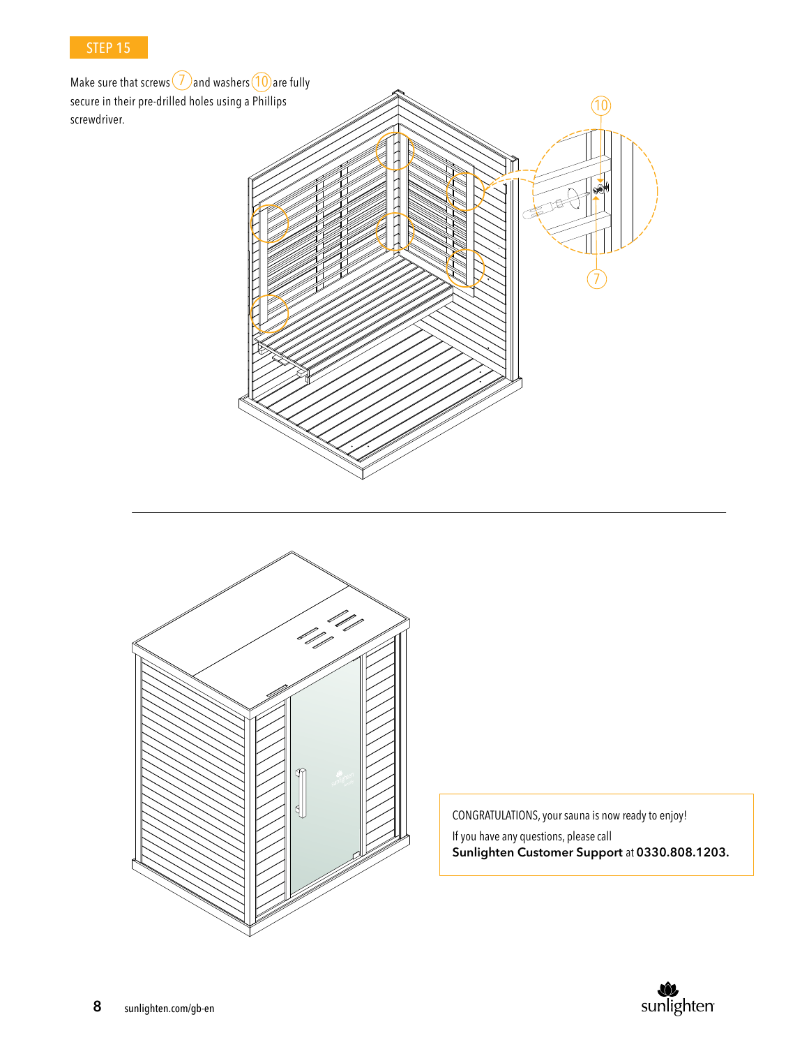## STEP 15

Make sure that screws (7) and washers (10) are fully secure in their pre-drilled holes using a Phillips screwdriver.

10

7

CONGRATULATIONS, your sauna is now ready to enjoy!

If you have any questions, please call
**Sunlighten Customer Support** at **0330.808.1203.**